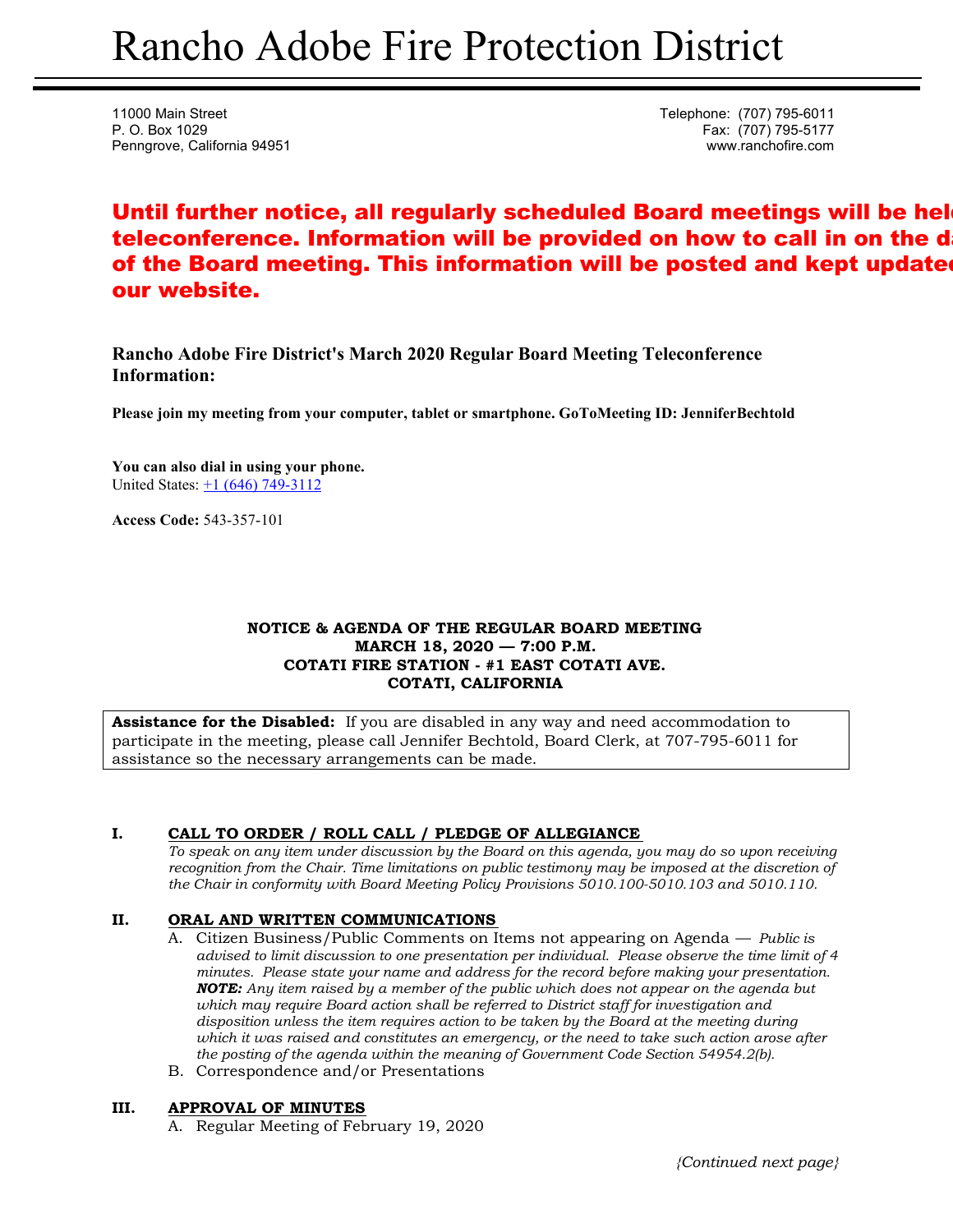# Rancho Adobe Fire Protection District

11000 Main Street
P. O. Box 1029
Penngrove, California 94951

Telephone: (707) 795-6011
Fax: (707) 795-5177
www.ranchofire.com

**Until further notice, all regularly scheduled Board meetings will be held teleconference. Information will be provided on how to call in on the day of the Board meeting. This information will be posted and kept updated on our website.**

**Rancho Adobe Fire District's March 2020 Regular Board Meeting Teleconference Information:**

**Please join my meeting from your computer, tablet or smartphone. GoToMeeting ID: JenniferBechtold**

**You can also dial in using your phone.**
United States: +1 (646) 749-3112

**Access Code:** 543-357-101

**NOTICE & AGENDA OF THE REGULAR BOARD MEETING**
**MARCH 18, 2020 — 7:00 P.M.**
**COTATI FIRE STATION - #1 EAST COTATI AVE.**
**COTATI, CALIFORNIA**

**Assistance for the Disabled:** If you are disabled in any way and need accommodation to participate in the meeting, please call Jennifer Bechtold, Board Clerk, at 707-795-6011 for assistance so the necessary arrangements can be made.

## I. CALL TO ORDER / ROLL CALL / PLEDGE OF ALLEGIANCE

*To speak on any item under discussion by the Board on this agenda, you may do so upon receiving recognition from the Chair. Time limitations on public testimony may be imposed at the discretion of the Chair in conformity with Board Meeting Policy Provisions 5010.100-5010.103 and 5010.110.*

## II. ORAL AND WRITTEN COMMUNICATIONS

A. Citizen Business/Public Comments on Items not appearing on Agenda — *Public is advised to limit discussion to one presentation per individual. Please observe the time limit of 4 minutes. Please state your name and address for the record before making your presentation.* ***NOTE:*** *Any item raised by a member of the public which does not appear on the agenda but which may require Board action shall be referred to District staff for investigation and disposition unless the item requires action to be taken by the Board at the meeting during which it was raised and constitutes an emergency, or the need to take such action arose after the posting of the agenda within the meaning of Government Code Section 54954.2(b).*

B. Correspondence and/or Presentations

## III. APPROVAL OF MINUTES

A. Regular Meeting of February 19, 2020

*{Continued next page}*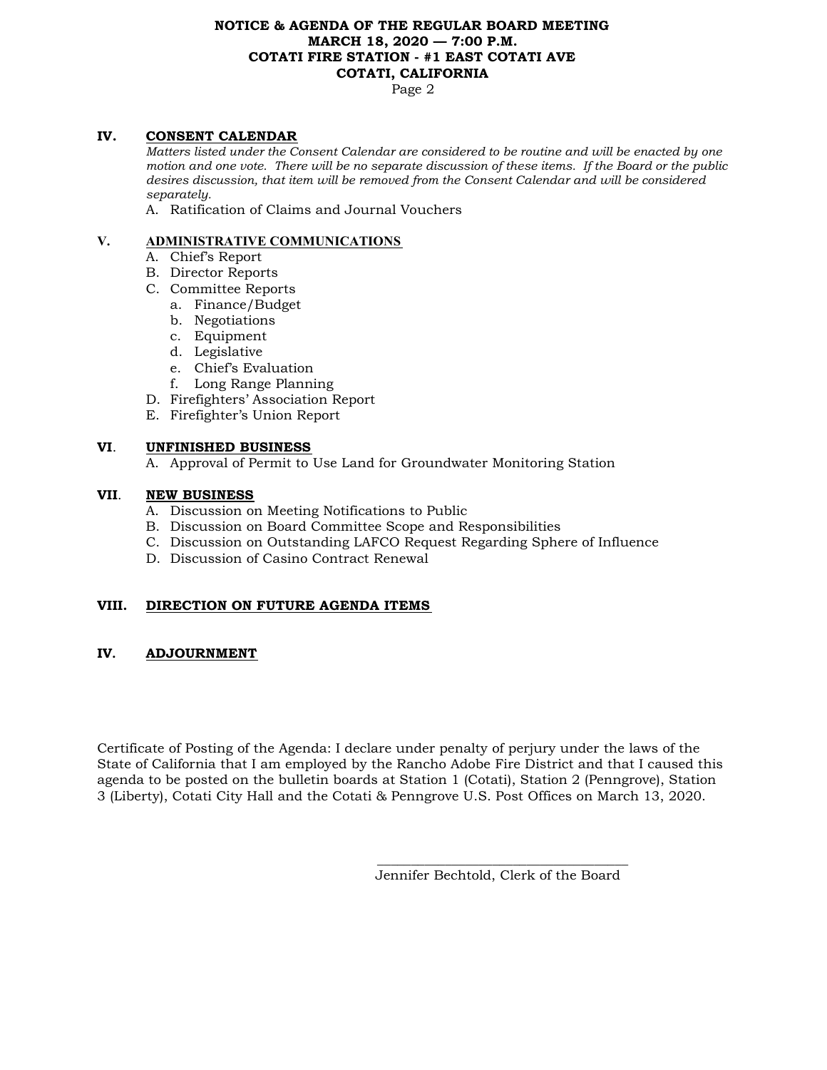## IV. CONSENT CALENDAR

*Matters listed under the Consent Calendar are considered to be routine and will be enacted by one motion and one vote. There will be no separate discussion of these items. If the Board or the public desires discussion, that item will be removed from the Consent Calendar and will be considered separately.*

A. Ratification of Claims and Journal Vouchers

## V. ADMINISTRATIVE COMMUNICATIONS

A. Chief's Report
B. Director Reports
C. Committee Reports
   a. Finance/Budget
   b. Negotiations
   c. Equipment
   d. Legislative
   e. Chief's Evaluation
   f. Long Range Planning
D. Firefighters' Association Report
E. Firefighter's Union Report

## VI. UNFINISHED BUSINESS

A. Approval of Permit to Use Land for Groundwater Monitoring Station

## VII. NEW BUSINESS

A. Discussion on Meeting Notifications to Public
B. Discussion on Board Committee Scope and Responsibilities
C. Discussion on Outstanding LAFCO Request Regarding Sphere of Influence
D. Discussion of Casino Contract Renewal

## VIII. DIRECTION ON FUTURE AGENDA ITEMS

## IV. ADJOURNMENT

Certificate of Posting of the Agenda: I declare under penalty of perjury under the laws of the State of California that I am employed by the Rancho Adobe Fire District and that I caused this agenda to be posted on the bulletin boards at Station 1 (Cotati), Station 2 (Penngrove), Station 3 (Liberty), Cotati City Hall and the Cotati & Penngrove U.S. Post Offices on March 13, 2020.

\_\_\_\_\_\_\_\_\_\_\_\_\_\_\_\_\_\_\_\_\_\_\_\_\_\_\_\_\_\_\_\_\_\_\_\_
Jennifer Bechtold, Clerk of the Board